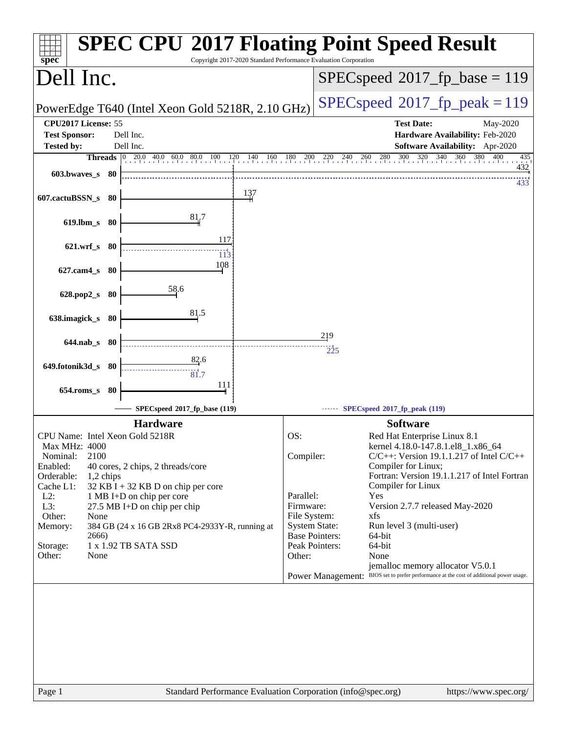# SPEC CPU 2017 Floating Point Speed Result

Copyright 2017-2020 Standard Performance Evaluation Corporation

## Dell Inc.

PowerEdge T640 (Intel Xeon Gold 5218R, 2.10 GHz)

SPECspeed 2017_fp_base = 119

SPECspeed 2017_fp_peak = 119

**CPU2017 License:** 55
**Test Sponsor:** Dell Inc.
**Tested by:** Dell Inc.

**Test Date:** May-2020
**Hardware Availability:** Feb-2020
**Software Availability:** Apr-2020

| Benchmark | Threads | Base | Peak |
|---|---|---|---|
| 603.bwaves_s | 80 | 432 | 433 |
| 607.cactuBSSN_s | 80 | 137 | |
| 619.lbm_s | 80 | 81.7 | |
| 621.wrf_s | 80 | 117 | 113 |
| 627.cam4_s | 80 | 108 | |
| 628.pop2_s | 80 | 58.6 | |
| 638.imagick_s | 80 | 81.5 | |
| 644.nab_s | 80 | 219 | 225 |
| 649.fotonik3d_s | 80 | 82.6 | 81.7 |
| 654.roms_s | 80 | 111 | |

SPECspeed 2017_fp_base (119) — SPECspeed 2017_fp_peak (119)

## Hardware

| | |
|---|---|
| CPU Name: | Intel Xeon Gold 5218R |
| Max MHz: | 4000 |
| Nominal: | 2100 |
| Enabled: | 40 cores, 2 chips, 2 threads/core |
| Orderable: | 1,2 chips |
| Cache L1: | 32 KB I + 32 KB D on chip per core |
| L2: | 1 MB I+D on chip per core |
| L3: | 27.5 MB I+D on chip per chip |
| Other: | None |
| Memory: | 384 GB (24 x 16 GB 2Rx8 PC4-2933Y-R, running at 2666) |
| Storage: | 1 x 1.92 TB SATA SSD |
| Other: | None |

## Software

| | |
|---|---|
| OS: | Red Hat Enterprise Linux 8.1 kernel 4.18.0-147.8.1.el8_1.x86_64 |
| Compiler: | C/C++: Version 19.1.1.217 of Intel C/C++ Compiler for Linux; Fortran: Version 19.1.1.217 of Intel Fortran Compiler for Linux |
| Parallel: | Yes |
| Firmware: | Version 2.7.7 released May-2020 |
| File System: | xfs |
| System State: | Run level 3 (multi-user) |
| Base Pointers: | 64-bit |
| Peak Pointers: | 64-bit |
| Other: | None jemalloc memory allocator V5.0.1 |
| Power Management: | BIOS set to prefer performance at the cost of additional power usage. |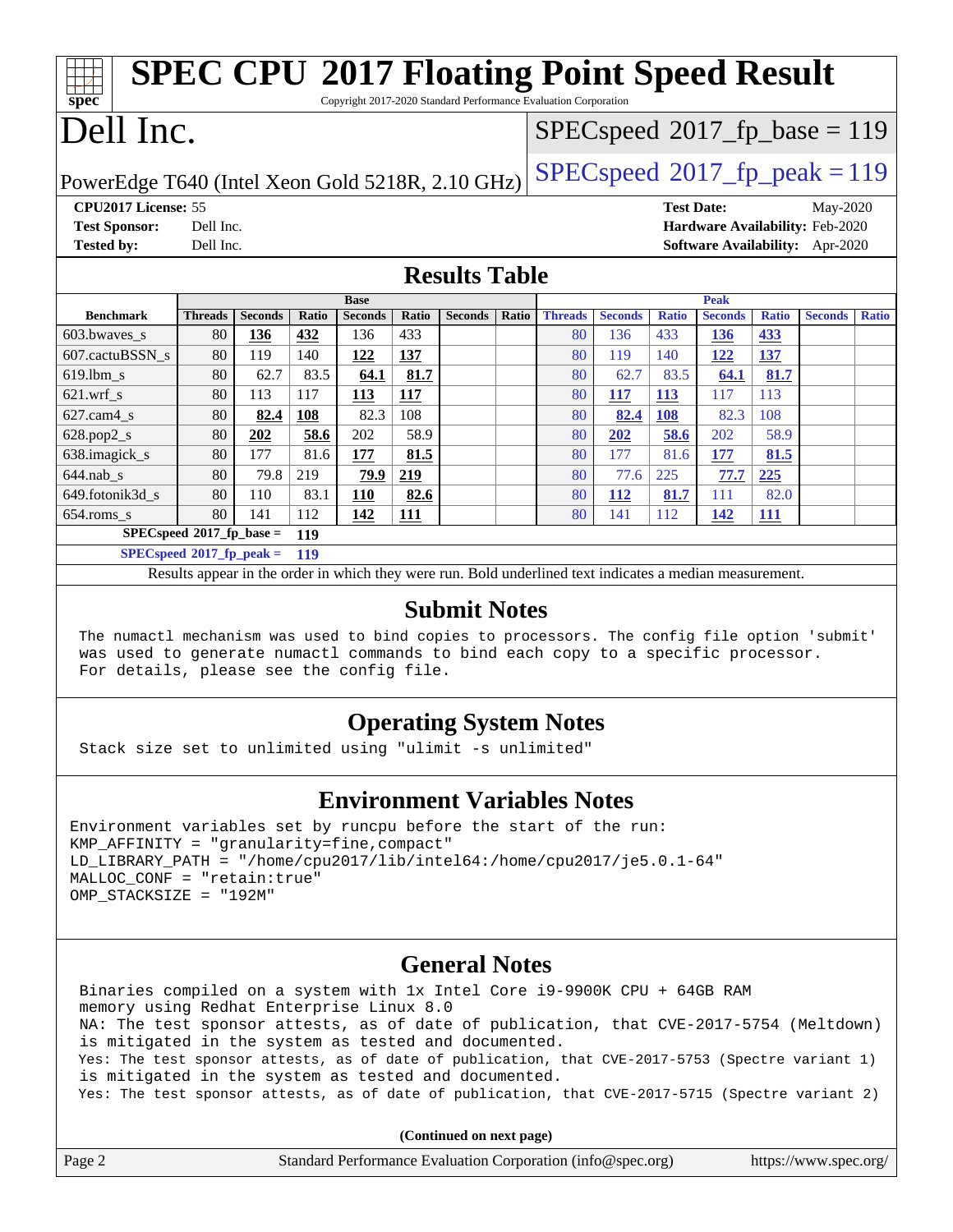# SPEC CPU 2017 Floating Point Speed Result

Copyright 2017-2020 Standard Performance Evaluation Corporation

# Dell Inc.

PowerEdge T640 (Intel Xeon Gold 5218R, 2.10 GHz)

SPECspeed 2017_fp_base = 119

SPECspeed 2017_fp_peak = 119

**CPU2017 License:** 55
**Test Sponsor:** Dell Inc.
**Tested by:** Dell Inc.
**Test Date:** May-2020
**Hardware Availability:** Feb-2020
**Software Availability:** Apr-2020

## Results Table

| Benchmark | Base | | | | | | | Peak | | | | | | |
|---|---|---|---|---|---|---|---|---|---|---|---|---|---|---|
| | Threads | Seconds | Ratio | Seconds | Ratio | Seconds | Ratio | Threads | Seconds | Ratio | Seconds | Ratio | Seconds | Ratio |
| 603.bwaves_s | 80 | **136** | **432** | 136 | 433 | | | 80 | 136 | 433 | **136** | **433** | | |
| 607.cactuBSSN_s | 80 | 119 | 140 | **122** | **137** | | | 80 | 119 | 140 | **122** | **137** | | |
| 619.lbm_s | 80 | 62.7 | 83.5 | **64.1** | **81.7** | | | 80 | 62.7 | 83.5 | **64.1** | **81.7** | | |
| 621.wrf_s | 80 | 113 | 117 | **113** | **117** | | | 80 | **117** | **113** | 117 | 113 | | |
| 627.cam4_s | 80 | **82.4** | **108** | 82.3 | 108 | | | 80 | **82.4** | **108** | 82.3 | 108 | | |
| 628.pop2_s | 80 | **202** | **58.6** | 202 | 58.9 | | | 80 | **202** | **58.6** | 202 | 58.9 | | |
| 638.imagick_s | 80 | 177 | 81.6 | **177** | **81.5** | | | 80 | 177 | 81.6 | **177** | **81.5** | | |
| 644.nab_s | 80 | 79.8 | 219 | **79.9** | **219** | | | 80 | 77.6 | 225 | **77.7** | **225** | | |
| 649.fotonik3d_s | 80 | 110 | 83.1 | **110** | **82.6** | | | 80 | **112** | **81.7** | 111 | 82.0 | | |
| 654.roms_s | 80 | 141 | 112 | **142** | **111** | | | 80 | 141 | 112 | **142** | **111** | | |

**SPECspeed 2017_fp_base = 119**

**SPECspeed 2017_fp_peak = 119**

Results appear in the order in which they were run. Bold underlined text indicates a median measurement.

## Submit Notes

```
The numactl mechanism was used to bind copies to processors. The config file option 'submit'
was used to generate numactl commands to bind each copy to a specific processor.
For details, please see the config file.
```

## Operating System Notes

```
Stack size set to unlimited using "ulimit -s unlimited"
```

## Environment Variables Notes

```
Environment variables set by runcpu before the start of the run:
KMP_AFFINITY = "granularity=fine,compact"
LD_LIBRARY_PATH = "/home/cpu2017/lib/intel64:/home/cpu2017/je5.0.1-64"
MALLOC_CONF = "retain:true"
OMP_STACKSIZE = "192M"
```

## General Notes

```
Binaries compiled on a system with 1x Intel Core i9-9900K CPU + 64GB RAM
memory using Redhat Enterprise Linux 8.0
NA: The test sponsor attests, as of date of publication, that CVE-2017-5754 (Meltdown)
is mitigated in the system as tested and documented.
Yes: The test sponsor attests, as of date of publication, that CVE-2017-5753 (Spectre variant 1)
is mitigated in the system as tested and documented.
Yes: The test sponsor attests, as of date of publication, that CVE-2017-5715 (Spectre variant 2)
```

**(Continued on next page)**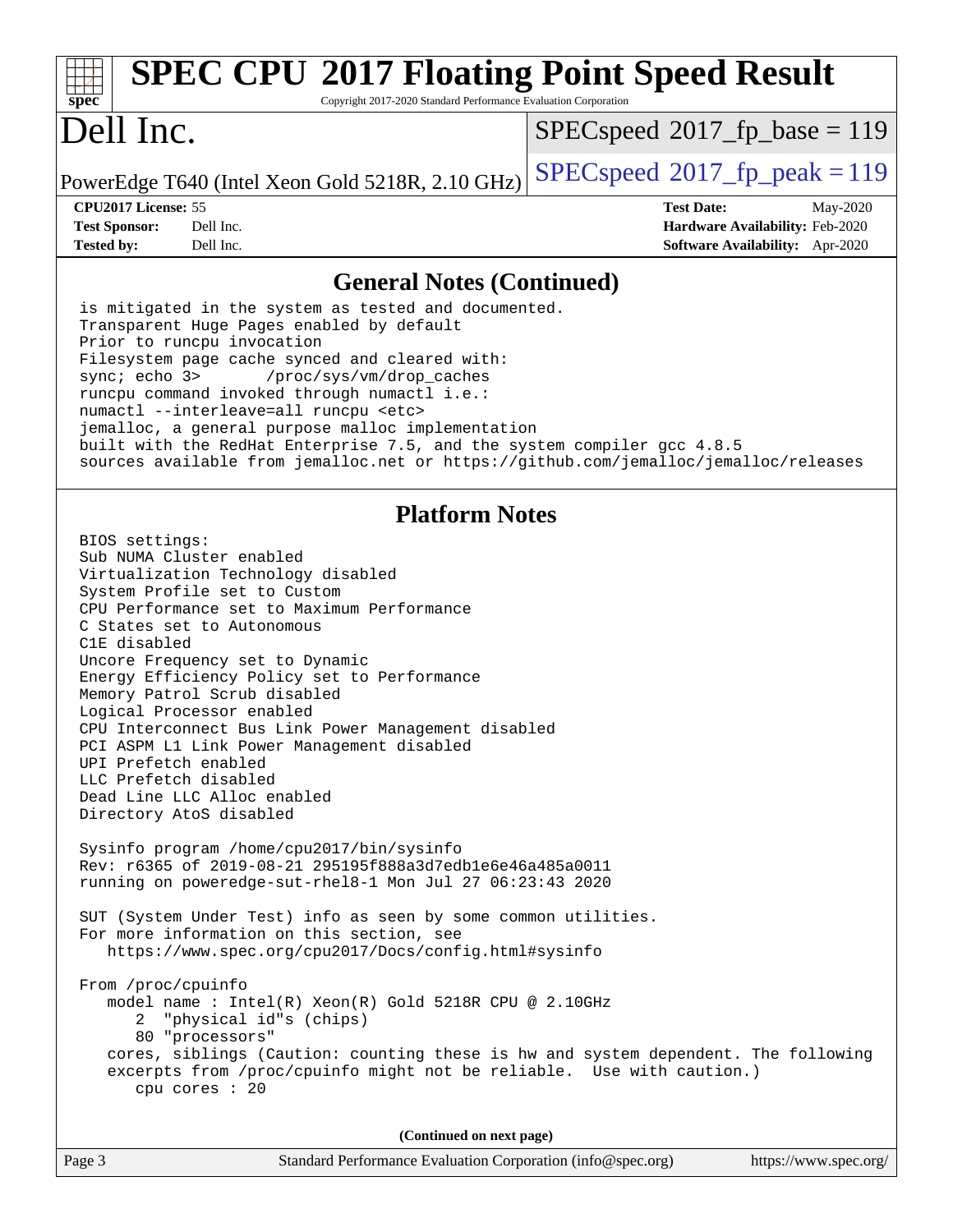## General Notes (Continued)

```
is mitigated in the system as tested and documented.
Transparent Huge Pages enabled by default
Prior to runcpu invocation
Filesystem page cache synced and cleared with:
sync; echo 3>       /proc/sys/vm/drop_caches
runcpu command invoked through numactl i.e.:
numactl --interleave=all runcpu <etc>
jemalloc, a general purpose malloc implementation
built with the RedHat Enterprise 7.5, and the system compiler gcc 4.8.5
sources available from jemalloc.net or https://github.com/jemalloc/jemalloc/releases
```

## Platform Notes

```
BIOS settings:
Sub NUMA Cluster enabled
Virtualization Technology disabled
System Profile set to Custom
CPU Performance set to Maximum Performance
C States set to Autonomous
C1E disabled
Uncore Frequency set to Dynamic
Energy Efficiency Policy set to Performance
Memory Patrol Scrub disabled
Logical Processor enabled
CPU Interconnect Bus Link Power Management disabled
PCI ASPM L1 Link Power Management disabled
UPI Prefetch enabled
LLC Prefetch disabled
Dead Line LLC Alloc enabled
Directory AtoS disabled

Sysinfo program /home/cpu2017/bin/sysinfo
Rev: r6365 of 2019-08-21 295195f888a3d7edb1e6e46a485a0011
running on poweredge-sut-rhel8-1 Mon Jul 27 06:23:43 2020

SUT (System Under Test) info as seen by some common utilities.
For more information on this section, see
   https://www.spec.org/cpu2017/Docs/config.html#sysinfo

From /proc/cpuinfo
   model name : Intel(R) Xeon(R) Gold 5218R CPU @ 2.10GHz
      2  "physical id"s (chips)
      80 "processors"
   cores, siblings (Caution: counting these is hw and system dependent. The following
   excerpts from /proc/cpuinfo might not be reliable.  Use with caution.)
      cpu cores : 20
```

(Continued on next page)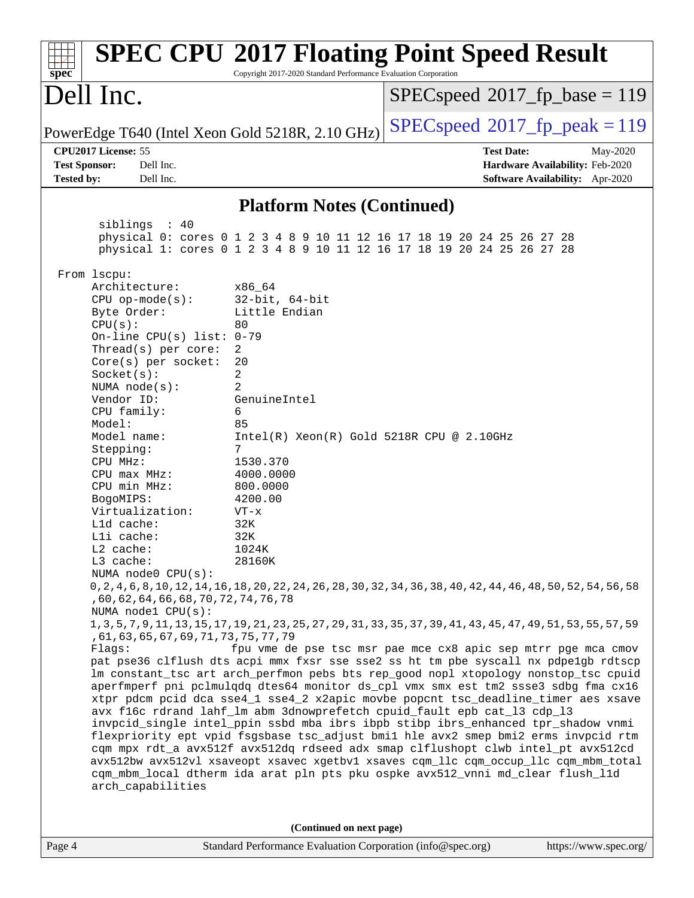## Platform Notes (Continued)

```
    siblings  : 40
    physical 0: cores 0 1 2 3 4 8 9 10 11 12 16 17 18 19 20 24 25 26 27 28
    physical 1: cores 0 1 2 3 4 8 9 10 11 12 16 17 18 19 20 24 25 26 27 28

From lscpu:
     Architecture:        x86_64
     CPU op-mode(s):      32-bit, 64-bit
     Byte Order:          Little Endian
     CPU(s):              80
     On-line CPU(s) list: 0-79
     Thread(s) per core:  2
     Core(s) per socket:  20
     Socket(s):           2
     NUMA node(s):        2
     Vendor ID:           GenuineIntel
     CPU family:          6
     Model:               85
     Model name:          Intel(R) Xeon(R) Gold 5218R CPU @ 2.10GHz
     Stepping:            7
     CPU MHz:             1530.370
     CPU max MHz:         4000.0000
     CPU min MHz:         800.0000
     BogoMIPS:            4200.00
     Virtualization:      VT-x
     L1d cache:           32K
     L1i cache:           32K
     L2 cache:            1024K
     L3 cache:            28160K
     NUMA node0 CPU(s):
     0,2,4,6,8,10,12,14,16,18,20,22,24,26,28,30,32,34,36,38,40,42,44,46,48,50,52,54,56,58
     ,60,62,64,66,68,70,72,74,76,78
     NUMA node1 CPU(s):
     1,3,5,7,9,11,13,15,17,19,21,23,25,27,29,31,33,35,37,39,41,43,45,47,49,51,53,55,57,59
     ,61,63,65,67,69,71,73,75,77,79
     Flags:               fpu vme de pse tsc msr pae mce cx8 apic sep mtrr pge mca cmov
     pat pse36 clflush dts acpi mmx fxsr sse sse2 ss ht tm pbe syscall nx pdpe1gb rdtscp
     lm constant_tsc art arch_perfmon pebs bts rep_good nopl xtopology nonstop_tsc cpuid
     aperfmperf pni pclmulqdq dtes64 monitor ds_cpl vmx smx est tm2 ssse3 sdbg fma cx16
     xtpr pdcm pcid dca sse4_1 sse4_2 x2apic movbe popcnt tsc_deadline_timer aes xsave
     avx f16c rdrand lahf_lm abm 3dnowprefetch cpuid_fault epb cat_l3 cdp_l3
     invpcid_single intel_ppin ssbd mba ibrs ibpb stibp ibrs_enhanced tpr_shadow vnmi
     flexpriority ept vpid fsgsbase tsc_adjust bmi1 hle avx2 smep bmi2 erms invpcid rtm
     cqm mpx rdt_a avx512f avx512dq rdseed adx smap clflushopt clwb intel_pt avx512cd
     avx512bw avx512vl xsaveopt xsavec xgetbv1 xsaves cqm_llc cqm_occup_llc cqm_mbm_total
     cqm_mbm_local dtherm ida arat pln pts pku ospke avx512_vnni md_clear flush_l1d
     arch_capabilities
```

(Continued on next page)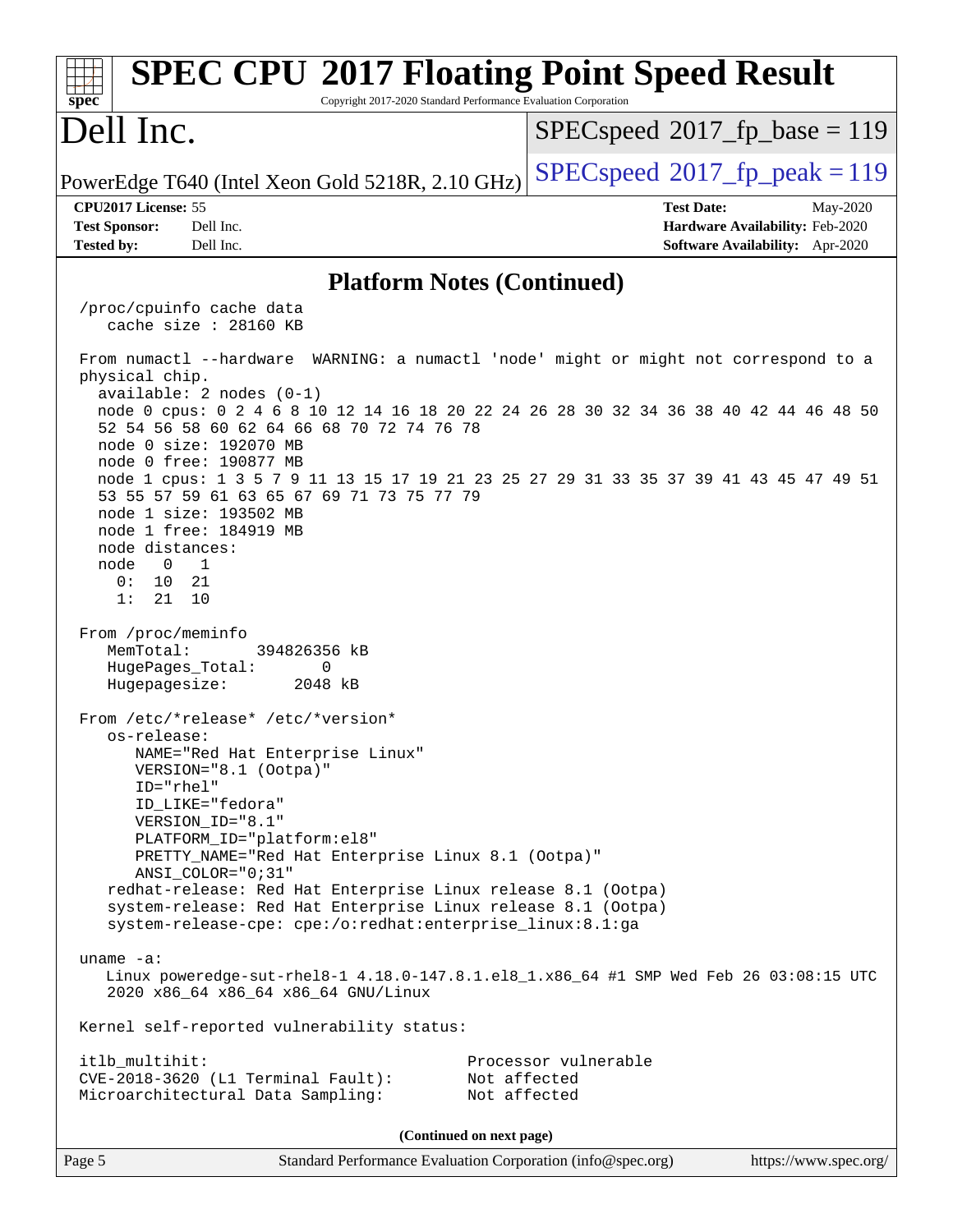## Platform Notes (Continued)

```
/proc/cpuinfo cache data
   cache size : 28160 KB

From numactl --hardware  WARNING: a numactl 'node' might or might not correspond to a
physical chip.
  available: 2 nodes (0-1)
  node 0 cpus: 0 2 4 6 8 10 12 14 16 18 20 22 24 26 28 30 32 34 36 38 40 42 44 46 48 50
  52 54 56 58 60 62 64 66 68 70 72 74 76 78
  node 0 size: 192070 MB
  node 0 free: 190877 MB
  node 1 cpus: 1 3 5 7 9 11 13 15 17 19 21 23 25 27 29 31 33 35 37 39 41 43 45 47 49 51
  53 55 57 59 61 63 65 67 69 71 73 75 77 79
  node 1 size: 193502 MB
  node 1 free: 184919 MB
  node distances:
  node   0   1
    0:  10  21
    1:  21  10

From /proc/meminfo
   MemTotal:       394826356 kB
   HugePages_Total:       0
   Hugepagesize:       2048 kB

From /etc/*release* /etc/*version*
   os-release:
      NAME="Red Hat Enterprise Linux"
      VERSION="8.1 (Ootpa)"
      ID="rhel"
      ID_LIKE="fedora"
      VERSION_ID="8.1"
      PLATFORM_ID="platform:el8"
      PRETTY_NAME="Red Hat Enterprise Linux 8.1 (Ootpa)"
      ANSI_COLOR="0;31"
   redhat-release: Red Hat Enterprise Linux release 8.1 (Ootpa)
   system-release: Red Hat Enterprise Linux release 8.1 (Ootpa)
   system-release-cpe: cpe:/o:redhat:enterprise_linux:8.1:ga

uname -a:
   Linux poweredge-sut-rhel8-1 4.18.0-147.8.1.el8_1.x86_64 #1 SMP Wed Feb 26 03:08:15 UTC
   2020 x86_64 x86_64 x86_64 GNU/Linux

Kernel self-reported vulnerability status:

itlb_multihit:                              Processor vulnerable
CVE-2018-3620 (L1 Terminal Fault):          Not affected
Microarchitectural Data Sampling:           Not affected
```

(Continued on next page)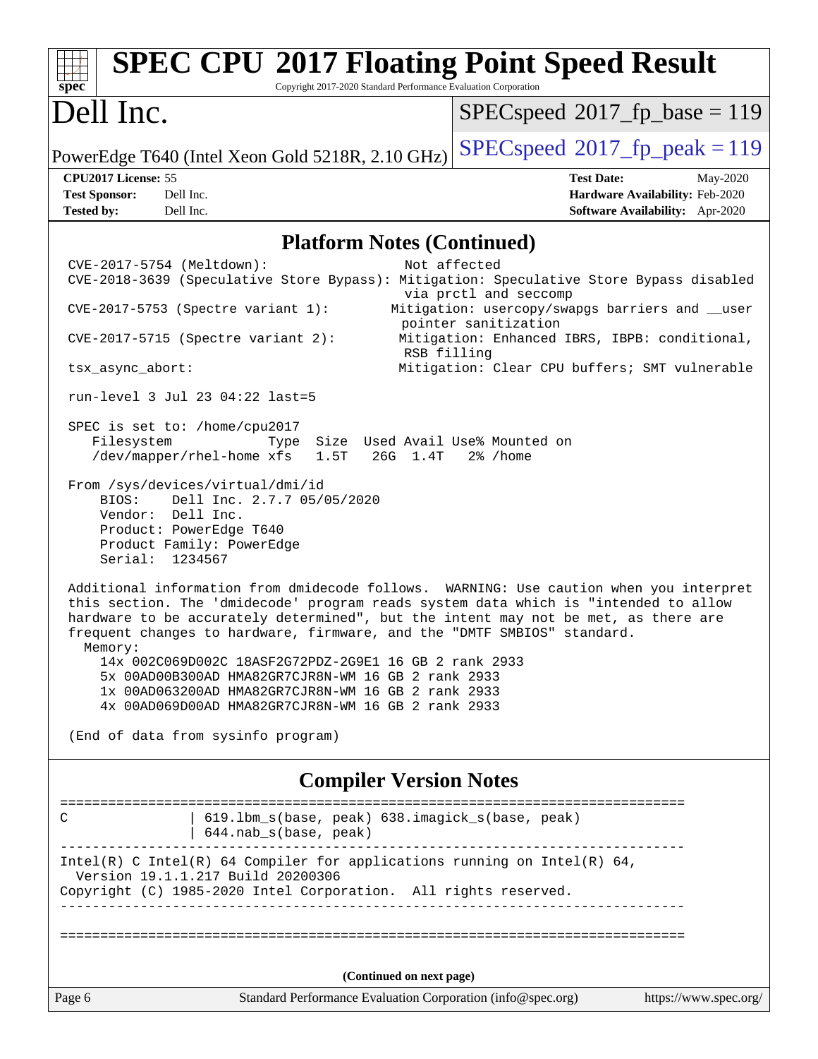# SPEC CPU 2017 Floating Point Speed Result

Copyright 2017-2020 Standard Performance Evaluation Corporation

## Dell Inc.

PowerEdge T640 (Intel Xeon Gold 5218R, 2.10 GHz)

SPECspeed 2017_fp_base = 119

SPECspeed 2017_fp_peak = 119

**CPU2017 License:** 55
**Test Sponsor:** Dell Inc.
**Tested by:** Dell Inc.

**Test Date:** May-2020
**Hardware Availability:** Feb-2020
**Software Availability:** Apr-2020

### Platform Notes (Continued)

```
CVE-2017-5754 (Meltdown):                  Not affected
CVE-2018-3639 (Speculative Store Bypass): Mitigation: Speculative Store Bypass disabled
                                           via prctl and seccomp
CVE-2017-5753 (Spectre variant 1):        Mitigation: usercopy/swapgs barriers and __user
                                           pointer sanitization
CVE-2017-5715 (Spectre variant 2):        Mitigation: Enhanced IBRS, IBPB: conditional,
                                           RSB filling
tsx_async_abort:                          Mitigation: Clear CPU buffers; SMT vulnerable

run-level 3 Jul 23 04:22 last=5

SPEC is set to: /home/cpu2017
   Filesystem            Type  Size  Used Avail Use% Mounted on
   /dev/mapper/rhel-home xfs   1.5T   26G  1.4T   2% /home

From /sys/devices/virtual/dmi/id
    BIOS:    Dell Inc. 2.7.7 05/05/2020
    Vendor:  Dell Inc.
    Product: PowerEdge T640
    Product Family: PowerEdge
    Serial:  1234567

Additional information from dmidecode follows.  WARNING: Use caution when you interpret
this section. The 'dmidecode' program reads system data which is "intended to allow
hardware to be accurately determined", but the intent may not be met, as there are
frequent changes to hardware, firmware, and the "DMTF SMBIOS" standard.
  Memory:
    14x 002C069D002C 18ASF2G72PDZ-2G9E1 16 GB 2 rank 2933
    5x 00AD00B300AD HMA82GR7CJR8N-WM 16 GB 2 rank 2933
    1x 00AD063200AD HMA82GR7CJR8N-WM 16 GB 2 rank 2933
    4x 00AD069D00AD HMA82GR7CJR8N-WM 16 GB 2 rank 2933

(End of data from sysinfo program)
```

### Compiler Version Notes

```
==============================================================================
C               | 619.lbm_s(base, peak) 638.imagick_s(base, peak)
                | 644.nab_s(base, peak)
------------------------------------------------------------------------------
Intel(R) C Intel(R) 64 Compiler for applications running on Intel(R) 64,
  Version 19.1.1.217 Build 20200306
Copyright (C) 1985-2020 Intel Corporation.  All rights reserved.
------------------------------------------------------------------------------

==============================================================================
```

(Continued on next page)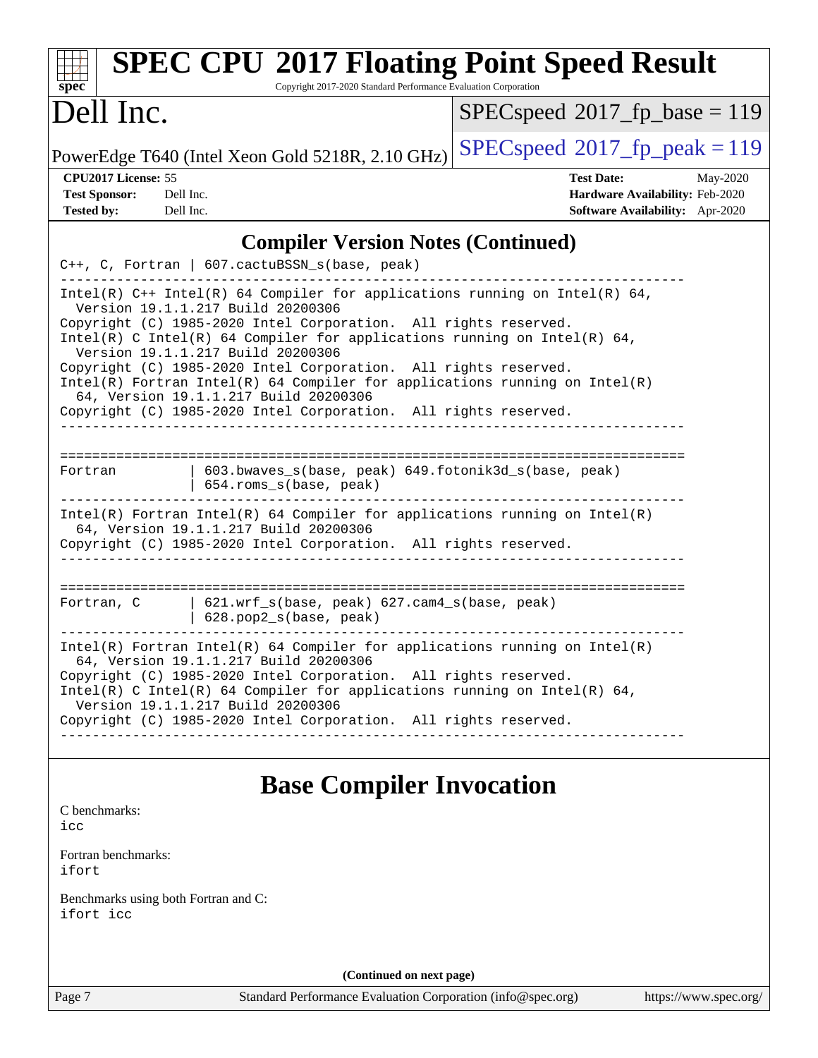## Compiler Version Notes (Continued)

```
C++, C, Fortran | 607.cactuBSSN_s(base, peak)
------------------------------------------------------------------------------
Intel(R) C++ Intel(R) 64 Compiler for applications running on Intel(R) 64,
  Version 19.1.1.217 Build 20200306
Copyright (C) 1985-2020 Intel Corporation.  All rights reserved.
Intel(R) C Intel(R) 64 Compiler for applications running on Intel(R) 64,
  Version 19.1.1.217 Build 20200306
Copyright (C) 1985-2020 Intel Corporation.  All rights reserved.
Intel(R) Fortran Intel(R) 64 Compiler for applications running on Intel(R)
  64, Version 19.1.1.217 Build 20200306
Copyright (C) 1985-2020 Intel Corporation.  All rights reserved.
------------------------------------------------------------------------------

==============================================================================
Fortran         | 603.bwaves_s(base, peak) 649.fotonik3d_s(base, peak)
                | 654.roms_s(base, peak)
------------------------------------------------------------------------------
Intel(R) Fortran Intel(R) 64 Compiler for applications running on Intel(R)
  64, Version 19.1.1.217 Build 20200306
Copyright (C) 1985-2020 Intel Corporation.  All rights reserved.
------------------------------------------------------------------------------

==============================================================================
Fortran, C      | 621.wrf_s(base, peak) 627.cam4_s(base, peak)
                | 628.pop2_s(base, peak)
------------------------------------------------------------------------------
Intel(R) Fortran Intel(R) 64 Compiler for applications running on Intel(R)
  64, Version 19.1.1.217 Build 20200306
Copyright (C) 1985-2020 Intel Corporation.  All rights reserved.
Intel(R) C Intel(R) 64 Compiler for applications running on Intel(R) 64,
  Version 19.1.1.217 Build 20200306
Copyright (C) 1985-2020 Intel Corporation.  All rights reserved.
------------------------------------------------------------------------------
```

## Base Compiler Invocation

C benchmarks:
icc

Fortran benchmarks:
ifort

Benchmarks using both Fortran and C:
ifort icc

(Continued on next page)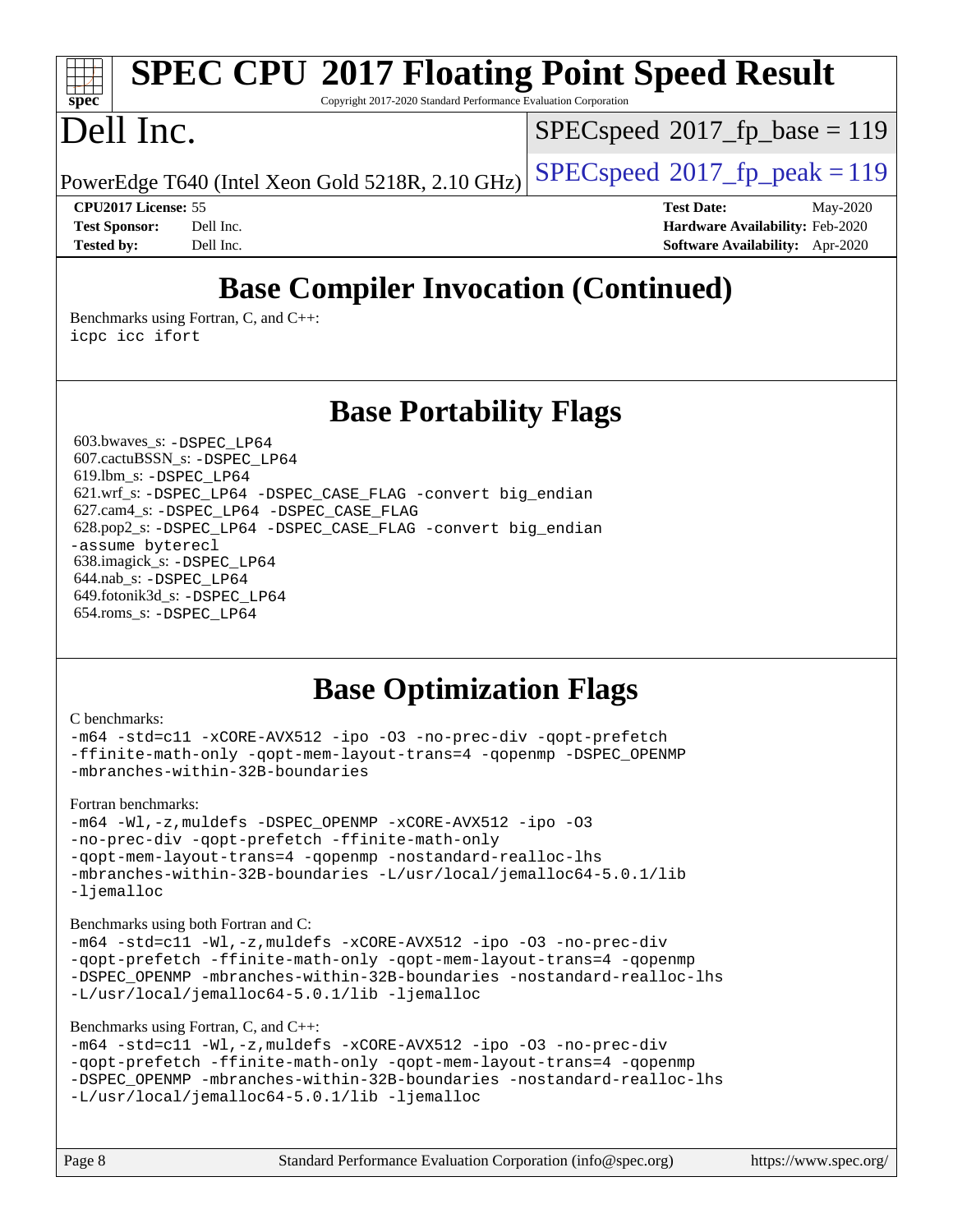# SPEC CPU 2017 Floating Point Speed Result

Copyright 2017-2020 Standard Performance Evaluation Corporation

# Dell Inc.

PowerEdge T640 (Intel Xeon Gold 5218R, 2.10 GHz)

SPECspeed 2017_fp_base = 119

SPECspeed 2017_fp_peak = 119

**CPU2017 License:** 55
**Test Sponsor:** Dell Inc.
**Tested by:** Dell Inc.

**Test Date:** May-2020
**Hardware Availability:** Feb-2020
**Software Availability:** Apr-2020

## Base Compiler Invocation (Continued)

Benchmarks using Fortran, C, and C++:
icpc icc ifort

## Base Portability Flags

603.bwaves_s: -DSPEC_LP64
607.cactuBSSN_s: -DSPEC_LP64
619.lbm_s: -DSPEC_LP64
621.wrf_s: -DSPEC_LP64 -DSPEC_CASE_FLAG -convert big_endian
627.cam4_s: -DSPEC_LP64 -DSPEC_CASE_FLAG
628.pop2_s: -DSPEC_LP64 -DSPEC_CASE_FLAG -convert big_endian -assume byterecl
638.imagick_s: -DSPEC_LP64
644.nab_s: -DSPEC_LP64
649.fotonik3d_s: -DSPEC_LP64
654.roms_s: -DSPEC_LP64

## Base Optimization Flags

C benchmarks:

```
-m64 -std=c11 -xCORE-AVX512 -ipo -O3 -no-prec-div -qopt-prefetch
-ffinite-math-only -qopt-mem-layout-trans=4 -qopenmp -DSPEC_OPENMP
-mbranches-within-32B-boundaries
```

Fortran benchmarks:

```
-m64 -Wl,-z,muldefs -DSPEC_OPENMP -xCORE-AVX512 -ipo -O3
-no-prec-div -qopt-prefetch -ffinite-math-only
-qopt-mem-layout-trans=4 -qopenmp -nostandard-realloc-lhs
-mbranches-within-32B-boundaries -L/usr/local/jemalloc64-5.0.1/lib
-ljemalloc
```

Benchmarks using both Fortran and C:

```
-m64 -std=c11 -Wl,-z,muldefs -xCORE-AVX512 -ipo -O3 -no-prec-div
-qopt-prefetch -ffinite-math-only -qopt-mem-layout-trans=4 -qopenmp
-DSPEC_OPENMP -mbranches-within-32B-boundaries -nostandard-realloc-lhs
-L/usr/local/jemalloc64-5.0.1/lib -ljemalloc
```

Benchmarks using Fortran, C, and C++:

```
-m64 -std=c11 -Wl,-z,muldefs -xCORE-AVX512 -ipo -O3 -no-prec-div
-qopt-prefetch -ffinite-math-only -qopt-mem-layout-trans=4 -qopenmp
-DSPEC_OPENMP -mbranches-within-32B-boundaries -nostandard-realloc-lhs
-L/usr/local/jemalloc64-5.0.1/lib -ljemalloc
```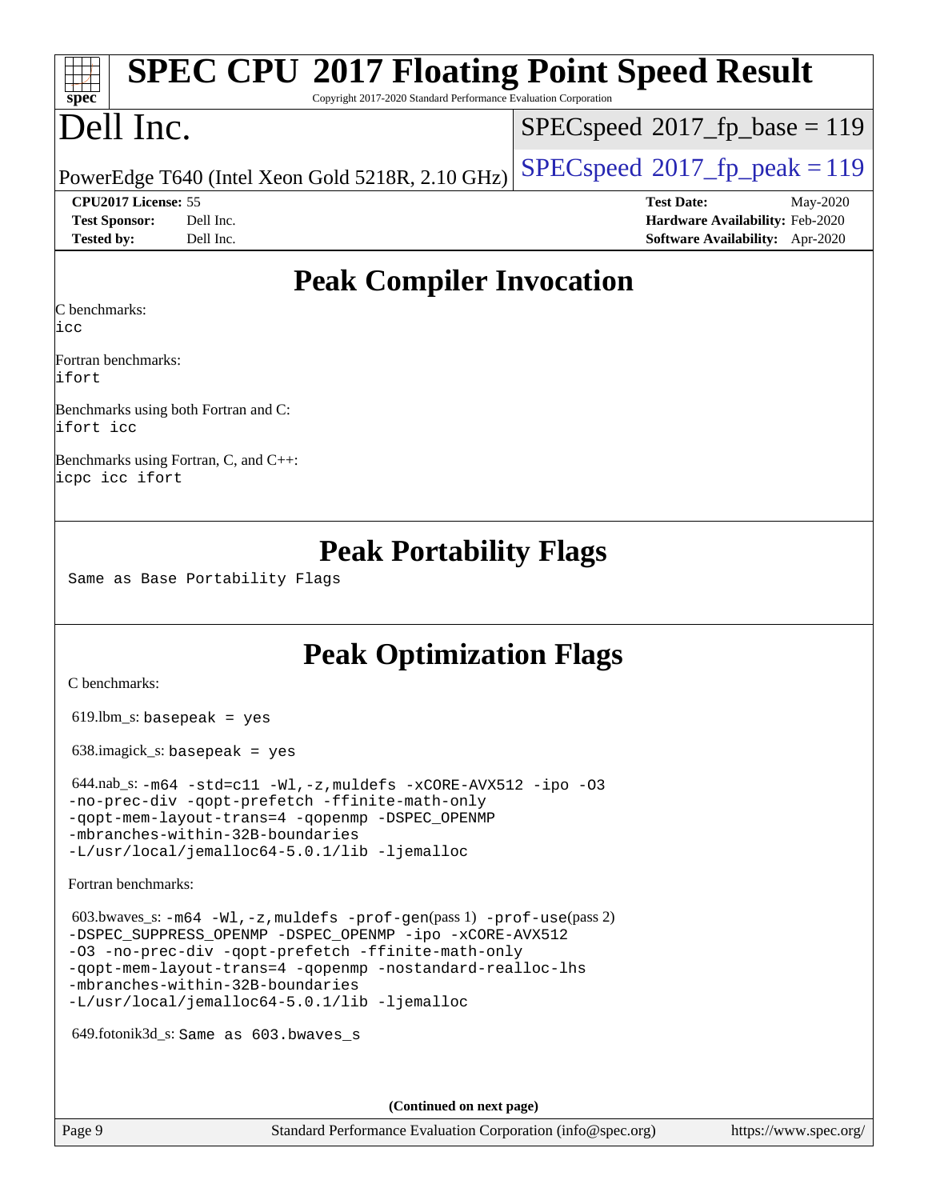# SPEC CPU 2017 Floating Point Speed Result

Copyright 2017-2020 Standard Performance Evaluation Corporation

# Dell Inc.

PowerEdge T640 (Intel Xeon Gold 5218R, 2.10 GHz)

SPECspeed 2017_fp_base = 119

SPECspeed 2017_fp_peak = 119

| | | | |
|---|---|---|---|
| **CPU2017 License:** | 55 | **Test Date:** | May-2020 |
| **Test Sponsor:** | Dell Inc. | **Hardware Availability:** | Feb-2020 |
| **Tested by:** | Dell Inc. | **Software Availability:** | Apr-2020 |

## Peak Compiler Invocation

C benchmarks:
```
icc
```

Fortran benchmarks:
```
ifort
```

Benchmarks using both Fortran and C:
```
ifort icc
```

Benchmarks using Fortran, C, and C++:
```
icpc icc ifort
```

## Peak Portability Flags

Same as Base Portability Flags

## Peak Optimization Flags

C benchmarks:

619.lbm_s: basepeak = yes

638.imagick_s: basepeak = yes

644.nab_s: -m64 -std=c11 -Wl,-z,muldefs -xCORE-AVX512 -ipo -O3 -no-prec-div -qopt-prefetch -ffinite-math-only -qopt-mem-layout-trans=4 -qopenmp -DSPEC_OPENMP -mbranches-within-32B-boundaries -L/usr/local/jemalloc64-5.0.1/lib -ljemalloc

Fortran benchmarks:

603.bwaves_s: -m64 -Wl,-z,muldefs -prof-gen(pass 1) -prof-use(pass 2) -DSPEC_SUPPRESS_OPENMP -DSPEC_OPENMP -ipo -xCORE-AVX512 -O3 -no-prec-div -qopt-prefetch -ffinite-math-only -qopt-mem-layout-trans=4 -qopenmp -nostandard-realloc-lhs -mbranches-within-32B-boundaries -L/usr/local/jemalloc64-5.0.1/lib -ljemalloc

649.fotonik3d_s: Same as 603.bwaves_s

(Continued on next page)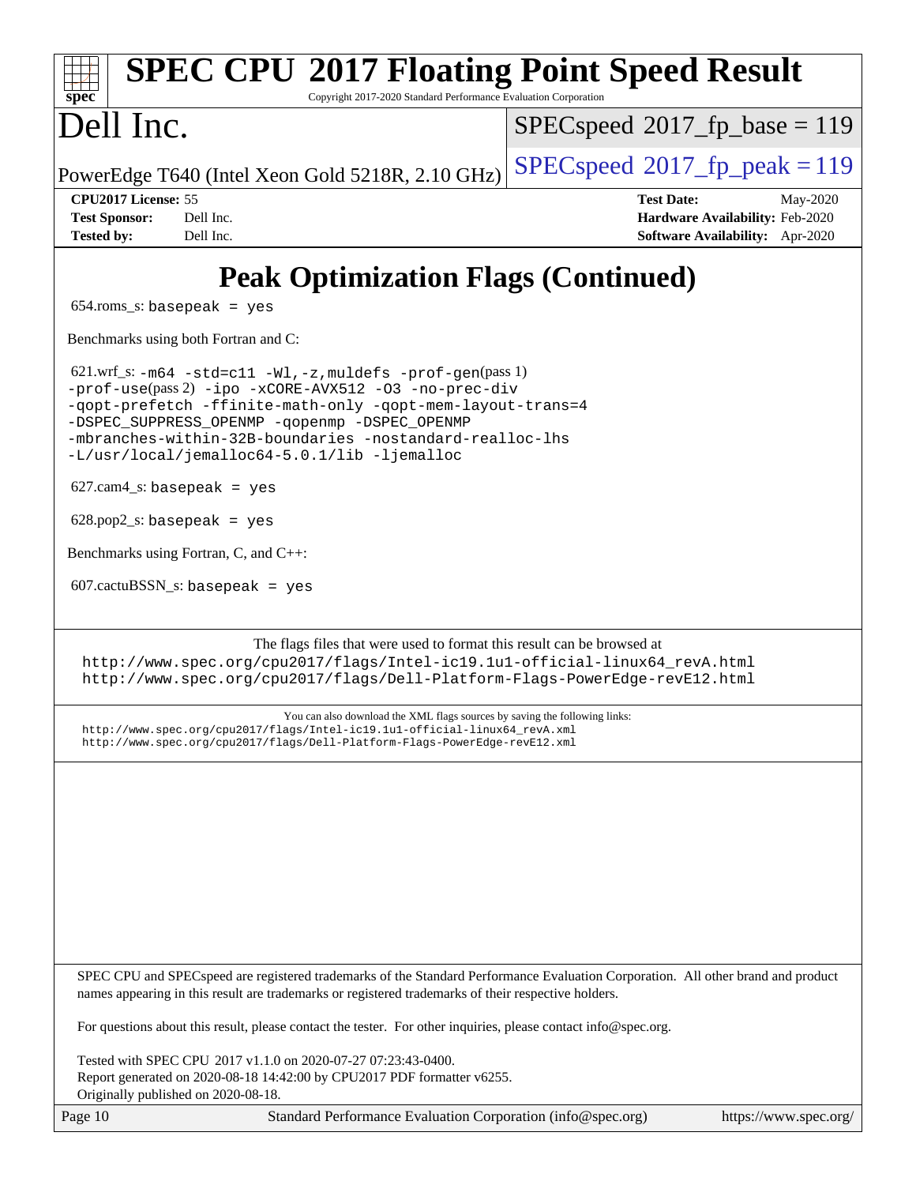# Peak Optimization Flags (Continued)

654.roms_s: basepeak = yes

Benchmarks using both Fortran and C:

621.wrf_s: -m64 -std=c11 -Wl,-z,muldefs -prof-gen(pass 1) -prof-use(pass 2) -ipo -xCORE-AVX512 -O3 -no-prec-div -qopt-prefetch -ffinite-math-only -qopt-mem-layout-trans=4 -DSPEC_SUPPRESS_OPENMP -qopenmp -DSPEC_OPENMP -mbranches-within-32B-boundaries -nostandard-realloc-lhs -L/usr/local/jemalloc64-5.0.1/lib -ljemalloc

627.cam4_s: basepeak = yes

628.pop2_s: basepeak = yes

Benchmarks using Fortran, C, and C++:

607.cactuBSSN_s: basepeak = yes

The flags files that were used to format this result can be browsed at
http://www.spec.org/cpu2017/flags/Intel-ic19.1u1-official-linux64_revA.html
http://www.spec.org/cpu2017/flags/Dell-Platform-Flags-PowerEdge-revE12.html

You can also download the XML flags sources by saving the following links:
http://www.spec.org/cpu2017/flags/Intel-ic19.1u1-official-linux64_revA.xml
http://www.spec.org/cpu2017/flags/Dell-Platform-Flags-PowerEdge-revE12.xml

SPEC CPU and SPECspeed are registered trademarks of the Standard Performance Evaluation Corporation. All other brand and product names appearing in this result are trademarks or registered trademarks of their respective holders.

For questions about this result, please contact the tester. For other inquiries, please contact info@spec.org.

Tested with SPEC CPU 2017 v1.1.0 on 2020-07-27 07:23:43-0400.
Report generated on 2020-08-18 14:42:00 by CPU2017 PDF formatter v6255.
Originally published on 2020-08-18.